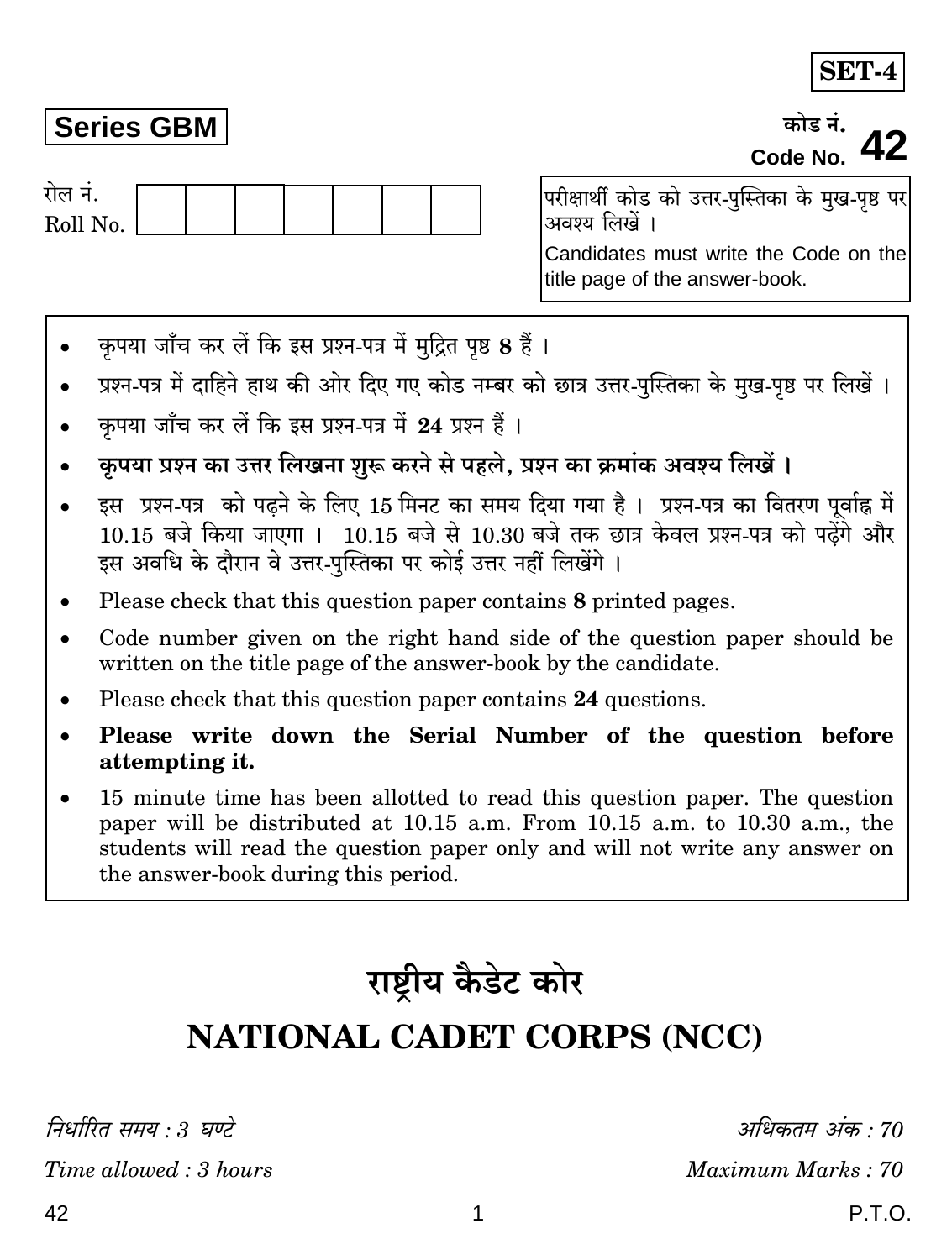**SET-4**

**Series GBM**

कोड नं.
Code No. **42**

रोल नं.
Roll No.

परीक्षार्थी कोड को उत्तर-पुस्तिका के मुख-पृष्ठ पर अवश्य लिखें ।

Candidates must write the Code on the title page of the answer-book.

- कृपया जाँच कर लें कि इस प्रश्न-पत्र में मुद्रित पृष्ठ **8** हैं ।
- प्रश्न-पत्र में दाहिने हाथ की ओर दिए गए कोड नम्बर को छात्र उत्तर-पुस्तिका के मुख-पृष्ठ पर लिखें ।
- कृपया जाँच कर लें कि इस प्रश्न-पत्र में **24** प्रश्न हैं ।
- **कृपया प्रश्न का उत्तर लिखना शुरू करने से पहले, प्रश्न का क्रमांक अवश्य लिखें ।**
- इस प्रश्न-पत्र को पढ़ने के लिए 15 मिनट का समय दिया गया है । प्रश्न-पत्र का वितरण पूर्वाह्न में 10.15 बजे किया जाएगा । 10.15 बजे से 10.30 बजे तक छात्र केवल प्रश्न-पत्र को पढ़ेंगे और इस अवधि के दौरान वे उत्तर-पुस्तिका पर कोई उत्तर नहीं लिखेंगे ।
- Please check that this question paper contains **8** printed pages.
- Code number given on the right hand side of the question paper should be written on the title page of the answer-book by the candidate.
- Please check that this question paper contains **24** questions.
- **Please write down the Serial Number of the question before attempting it.**
- 15 minute time has been allotted to read this question paper. The question paper will be distributed at 10.15 a.m. From 10.15 a.m. to 10.30 a.m., the students will read the question paper only and will not write any answer on the answer-book during this period.

# राष्ट्रीय कैडेट कोर

# NATIONAL CADET CORPS (NCC)

*निर्धारित समय : 3 घण्टे* | *अधिकतम अंक : 70*

*Time allowed : 3 hours* | *Maximum Marks : 70*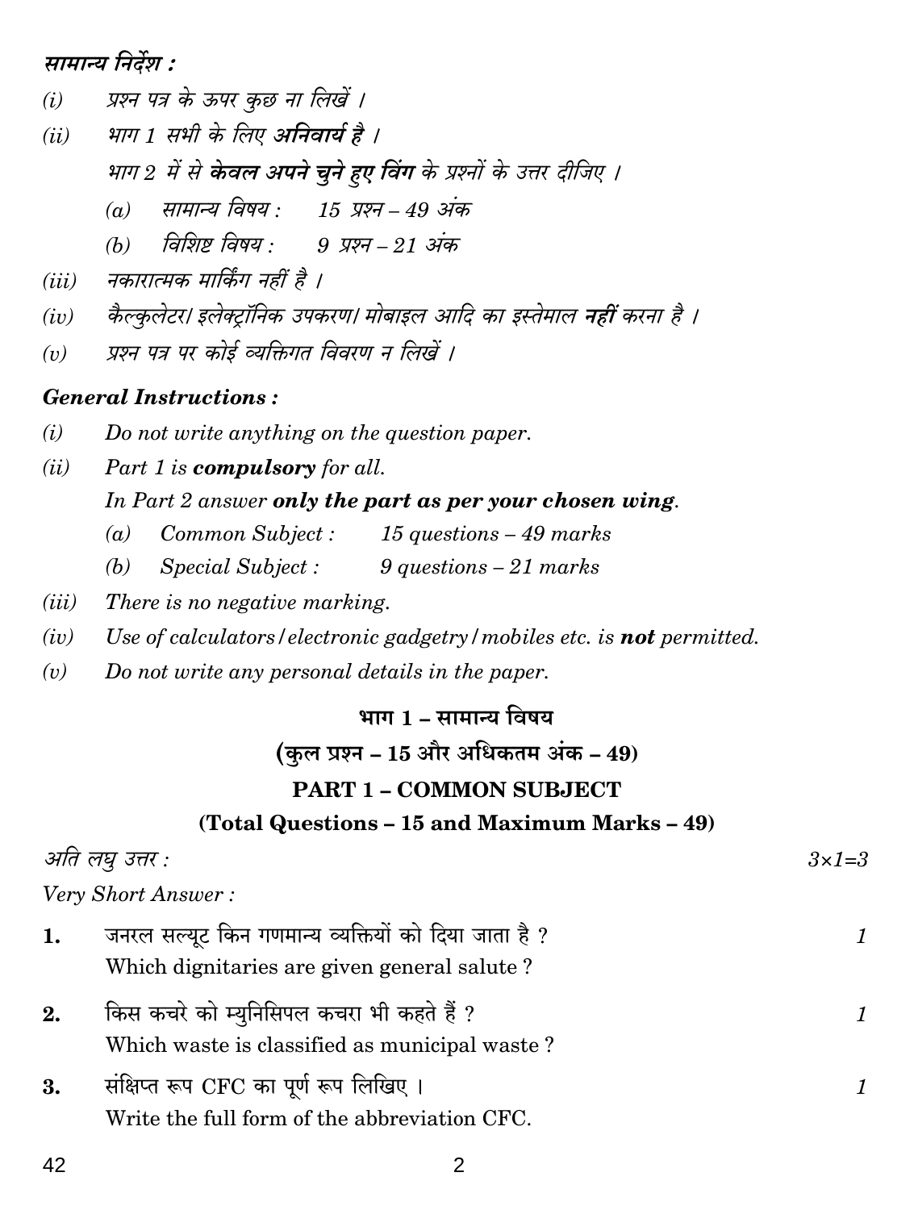***सामान्य निर्देश :***

*(i)* *प्रश्न पत्र के ऊपर कुछ ना लिखें ।*

*(ii)* *भाग 1 सभी के लिए **अनिवार्य है** ।*

*भाग 2 में से **केवल अपने चुने हुए विंग** के प्रश्नों के उत्तर दीजिए ।*

*(a)* *सामान्य विषय :* *15 प्रश्न – 49 अंक*

*(b)* *विशिष्ट विषय :* *9 प्रश्न – 21 अंक*

*(iii)* *नकारात्मक मार्किंग नहीं है ।*

*(iv)* *कैल्कुलेटर/ इलेक्ट्रॉनिक उपकरण/ मोबाइल आदि का इस्तेमाल **नहीं** करना है ।*

*(v)* *प्रश्न पत्र पर कोई व्यक्तिगत विवरण न लिखें ।*

***General Instructions :***

*(i)* *Do not write anything on the question paper.*

*(ii)* *Part 1 is **compulsory** for all.*

*In Part 2 answer **only the part as per your chosen wing**.*

*(a)* *Common Subject :* *15 questions – 49 marks*

*(b)* *Special Subject :* *9 questions – 21 marks*

*(iii)* *There is no negative marking.*

*(iv)* *Use of calculators / electronic gadgetry / mobiles etc. is **not** permitted.*

*(v)* *Do not write any personal details in the paper.*

## भाग 1 – सामान्य विषय

### (कुल प्रश्न – 15 और अधिकतम अंक – 49)

## PART 1 – COMMON SUBJECT

### (Total Questions – 15 and Maximum Marks – 49)

*अति लघु उत्तर :* *3×1=3*

*Very Short Answer :*

**1.** जनरल सल्यूट किन गणमान्य व्यक्तियों को दिया जाता है ? *1*

Which dignitaries are given general salute ?

**2.** किस कचरे को म्युनिसिपल कचरा भी कहते हैं ? *1*

Which waste is classified as municipal waste ?

**3.** संक्षिप्त रूप CFC का पूर्ण रूप लिखिए । *1*

Write the full form of the abbreviation CFC.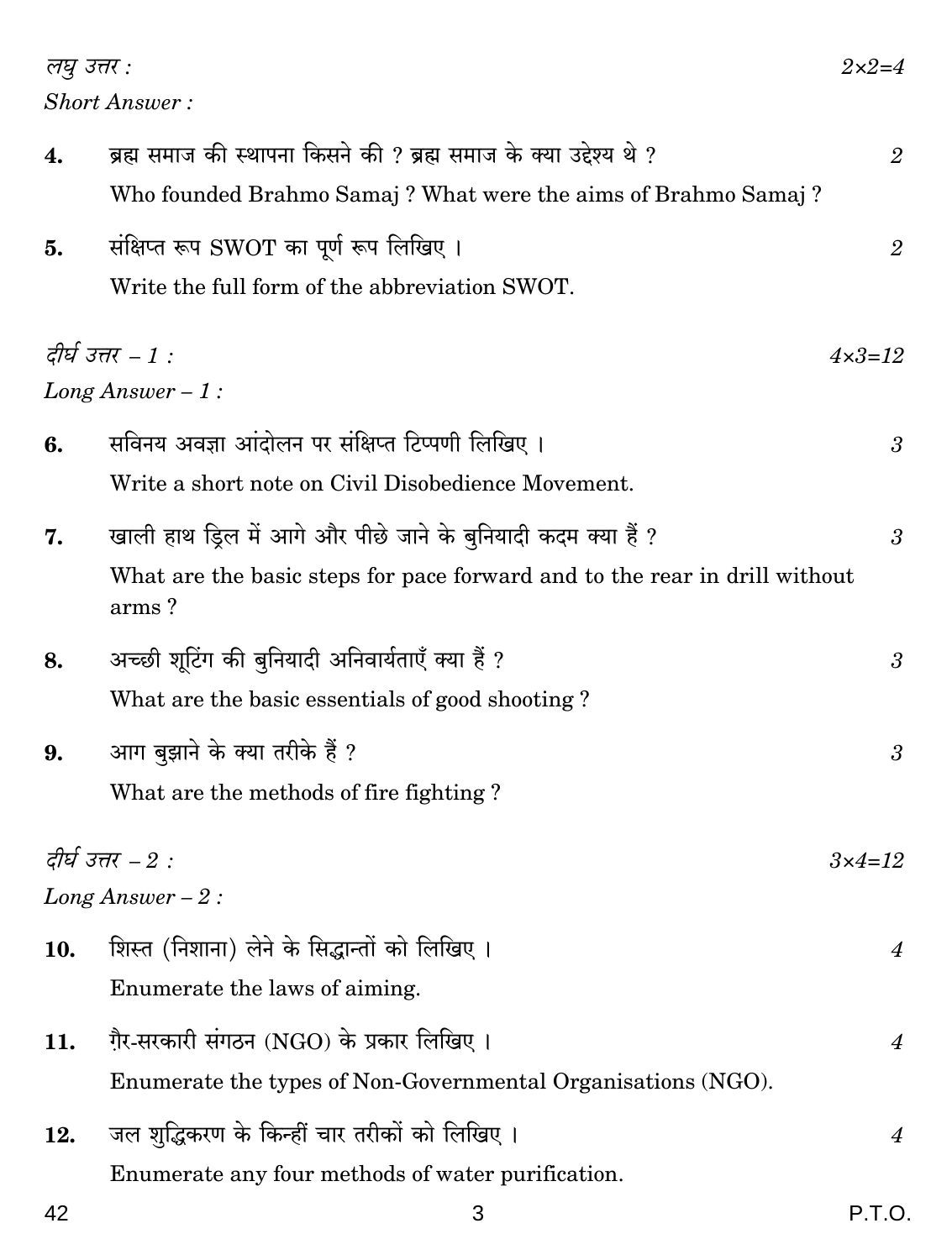*लघु उत्तर :* *2×2=4*

*Short Answer :*

**4.** ब्रह्म समाज की स्थापना किसने की ? ब्रह्म समाज के क्या उद्देश्य थे ? *2*

Who founded Brahmo Samaj ? What were the aims of Brahmo Samaj ?

**5.** संक्षिप्त रूप SWOT का पूर्ण रूप लिखिए । *2*

Write the full form of the abbreviation SWOT.

*दीर्घ उत्तर – 1 :* *4×3=12*

*Long Answer – 1 :*

**6.** सविनय अवज्ञा आंदोलन पर संक्षिप्त टिप्पणी लिखिए । *3*

Write a short note on Civil Disobedience Movement.

**7.** खाली हाथ ड्रिल में आगे और पीछे जाने के बुनियादी कदम क्या हैं ? *3*

What are the basic steps for pace forward and to the rear in drill without arms ?

**8.** अच्छी शूटिंग की बुनियादी अनिवार्यताएँ क्या हैं ? *3*

What are the basic essentials of good shooting ?

**9.** आग बुझाने के क्या तरीके हैं ? *3*

What are the methods of fire fighting ?

*दीर्घ उत्तर – 2 :* *3×4=12*

*Long Answer – 2 :*

**10.** शिस्त (निशाना) लेने के सिद्धान्तों को लिखिए । *4*

Enumerate the laws of aiming.

**11.** ग़ैर-सरकारी संगठन (NGO) के प्रकार लिखिए । *4*

Enumerate the types of Non-Governmental Organisations (NGO).

**12.** जल शुद्धिकरण के किन्हीं चार तरीकों को लिखिए । *4*

Enumerate any four methods of water purification.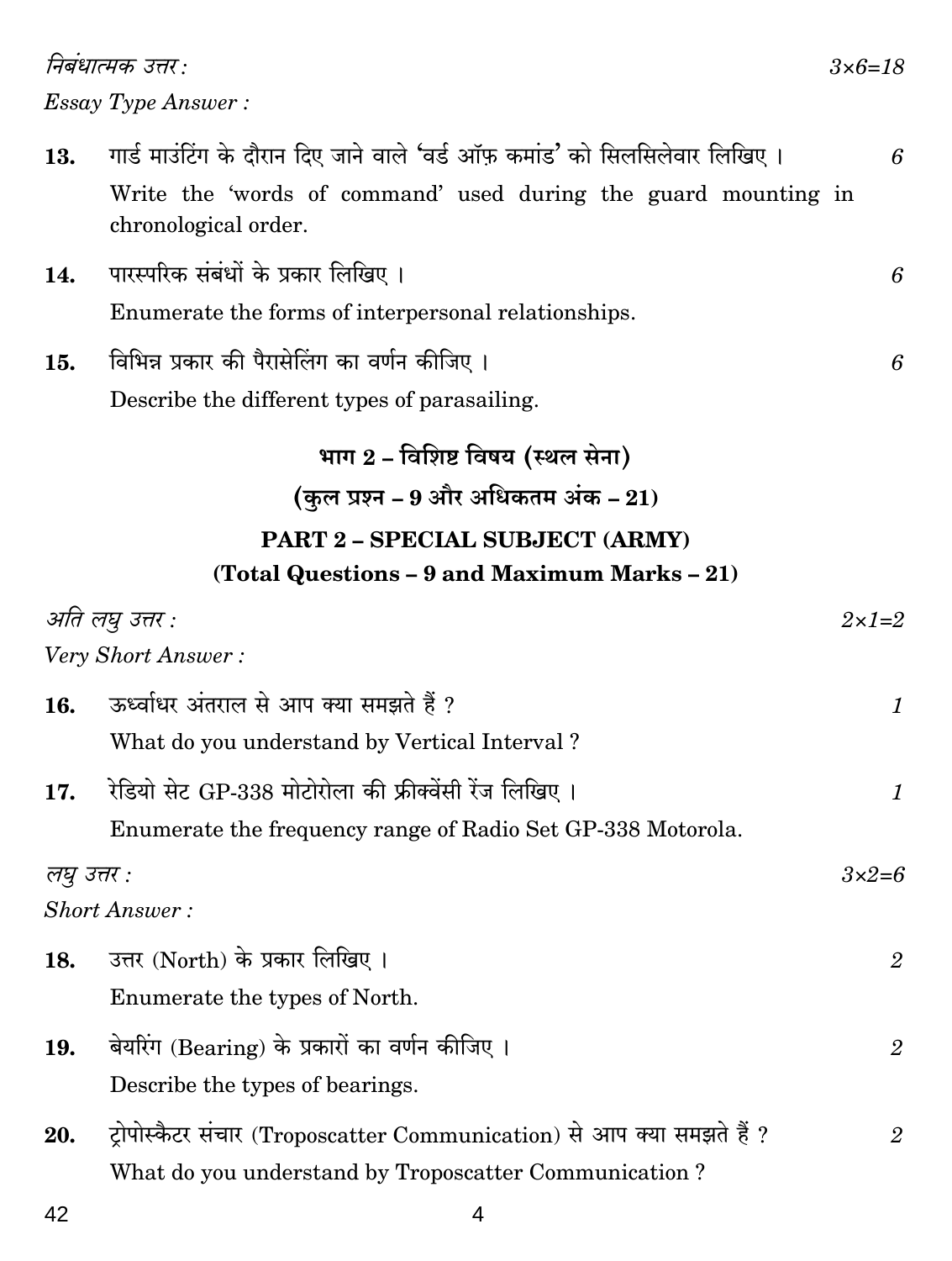*निबंधात्मक उत्तर :* *3×6=18*

*Essay Type Answer :*

**13.** गार्ड माउंटिंग के दौरान दिए जाने वाले 'वर्ड ऑफ़ कमांड' को सिलसिलेवार लिखिए । *6*

Write the 'words of command' used during the guard mounting in chronological order.

**14.** पारस्परिक संबंधों के प्रकार लिखिए । *6*

Enumerate the forms of interpersonal relationships.

**15.** विभिन्न प्रकार की पैरासेलिंग का वर्णन कीजिए । *6*

Describe the different types of parasailing.

## भाग 2 – विशिष्ट विषय (स्थल सेना)

### (कुल प्रश्न – 9 और अधिकतम अंक – 21)

## PART 2 – SPECIAL SUBJECT (ARMY)

### (Total Questions – 9 and Maximum Marks – 21)

*अति लघु उत्तर :* *2×1=2*

*Very Short Answer :*

**16.** ऊर्ध्वाधर अंतराल से आप क्या समझते हैं ? *1*

What do you understand by Vertical Interval ?

**17.** रेडियो सेट GP-338 मोटोरोला की फ्रीक्वेंसी रेंज लिखिए । *1*

Enumerate the frequency range of Radio Set GP-338 Motorola.

*लघु उत्तर :* *3×2=6*

*Short Answer :*

**18.** उत्तर (North) के प्रकार लिखिए । *2*

Enumerate the types of North.

**19.** बेयरिंग (Bearing) के प्रकारों का वर्णन कीजिए । *2*

Describe the types of bearings.

**20.** ट्रोपोस्कैटर संचार (Troposcatter Communication) से आप क्या समझते हैं ? *2*

What do you understand by Troposcatter Communication ?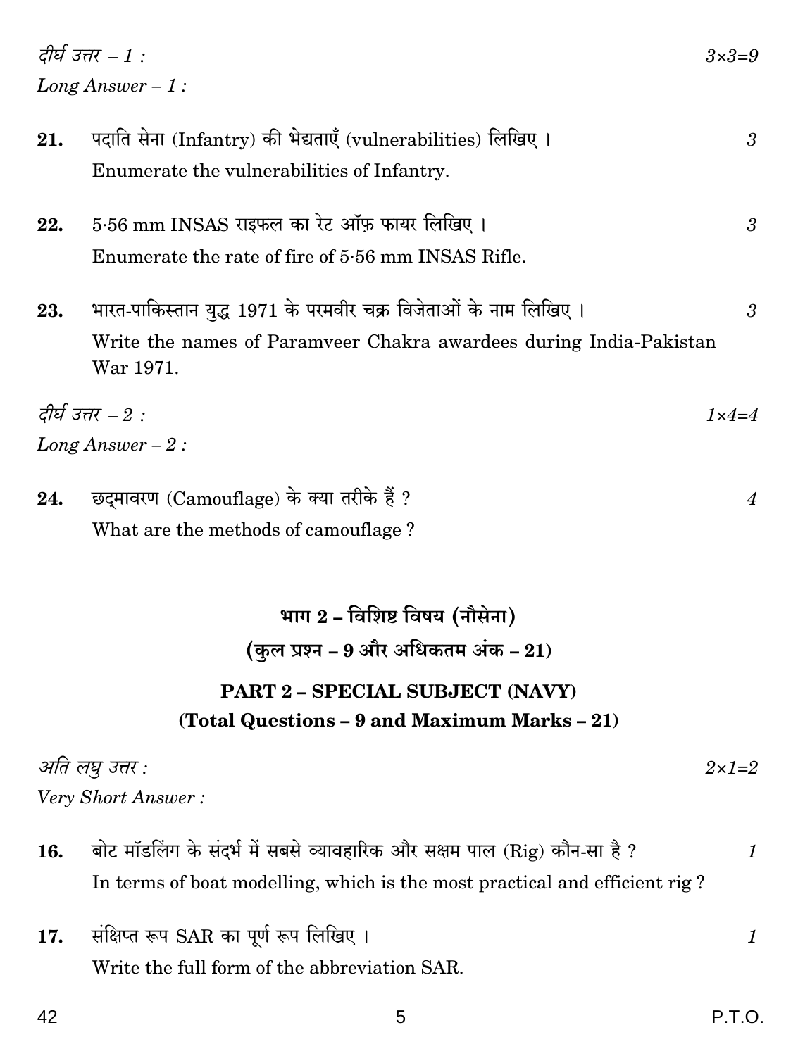*दीर्घ उत्तर – 1 :* *3×3=9*

*Long Answer – 1 :*

**21.** पदाति सेना (Infantry) की भेद्यताएँ (vulnerabilities) लिखिए । *3*

Enumerate the vulnerabilities of Infantry.

**22.** 5·56 mm INSAS राइफल का रेट ऑफ़ फायर लिखिए । *3*

Enumerate the rate of fire of 5·56 mm INSAS Rifle.

**23.** भारत-पाकिस्तान युद्ध 1971 के परमवीर चक्र विजेताओं के नाम लिखिए । *3*

Write the names of Paramveer Chakra awardees during India-Pakistan War 1971.

*दीर्घ उत्तर – 2 :* *1×4=4*

*Long Answer – 2 :*

**24.** छद्मावरण (Camouflage) के क्या तरीके हैं ? *4*

What are the methods of camouflage ?

## भाग 2 – विशिष्ट विषय (नौसेना)
## (कुल प्रश्न – 9 और अधिकतम अंक – 21)

## PART 2 – SPECIAL SUBJECT (NAVY)
## (Total Questions – 9 and Maximum Marks – 21)

*अति लघु उत्तर :* *2×1=2*

*Very Short Answer :*

**16.** बोट मॉडलिंग के संदर्भ में सबसे व्यावहारिक और सक्षम पाल (Rig) कौन-सा है ? *1*

In terms of boat modelling, which is the most practical and efficient rig ?

**17.** संक्षिप्त रूप SAR का पूर्ण रूप लिखिए । *1*

Write the full form of the abbreviation SAR.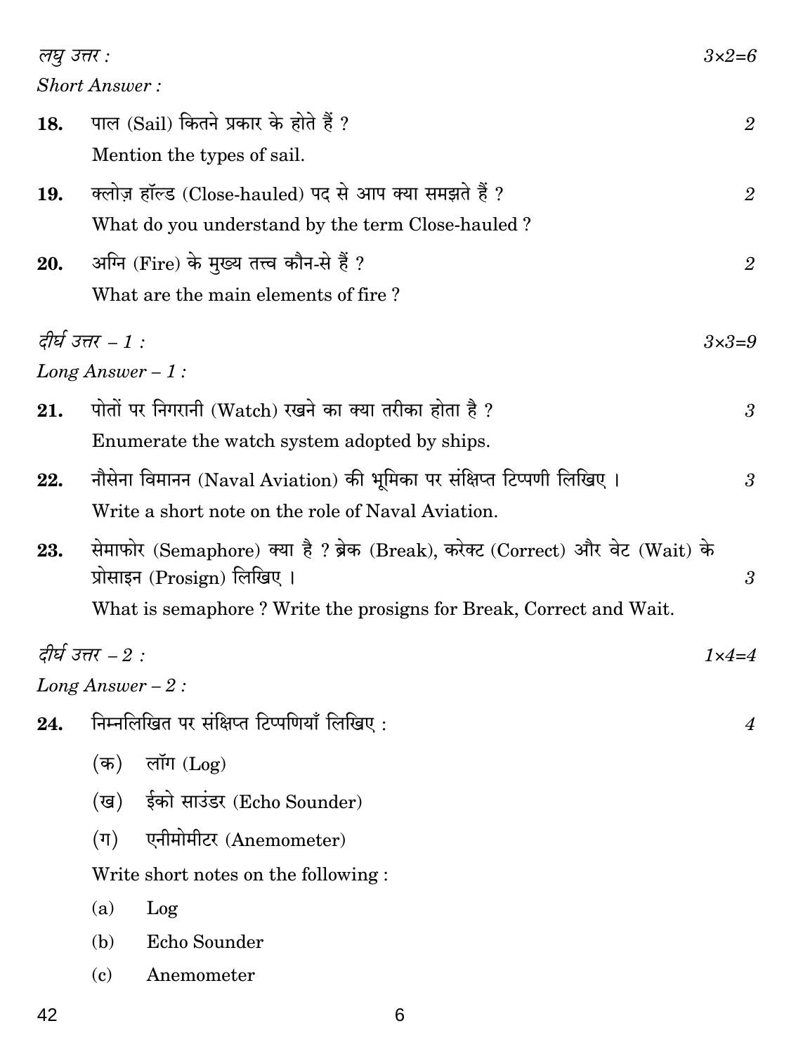*लघु उत्तर :* *3×2=6*

*Short Answer :*

**18.** पाल (Sail) कितने प्रकार के होते हैं ? *2*

Mention the types of sail.

**19.** क्लोज़ हॉल्ड (Close-hauled) पद से आप क्या समझते हैं ? *2*

What do you understand by the term Close-hauled ?

**20.** अग्नि (Fire) के मुख्य तत्त्व कौन-से हैं ? *2*

What are the main elements of fire ?

*दीर्घ उत्तर – 1 :* *3×3=9*

*Long Answer – 1 :*

**21.** पोतों पर निगरानी (Watch) रखने का क्या तरीका होता है ? *3*

Enumerate the watch system adopted by ships.

**22.** नौसेना विमानन (Naval Aviation) की भूमिका पर संक्षिप्त टिप्पणी लिखिए । *3*

Write a short note on the role of Naval Aviation.

**23.** सेमाफोर (Semaphore) क्या है ? ब्रेक (Break), करेक्ट (Correct) और वेट (Wait) के प्रोसाइन (Prosign) लिखिए । *3*

What is semaphore ? Write the prosigns for Break, Correct and Wait.

*दीर्घ उत्तर – 2 :* *1×4=4*

*Long Answer – 2 :*

**24.** निम्नलिखित पर संक्षिप्त टिप्पणियाँ लिखिए : *4*

(क) लॉग (Log)

(ख) ईको साउंडर (Echo Sounder)

(ग) एनीमोमीटर (Anemometer)

Write short notes on the following :

(a) Log

(b) Echo Sounder

(c) Anemometer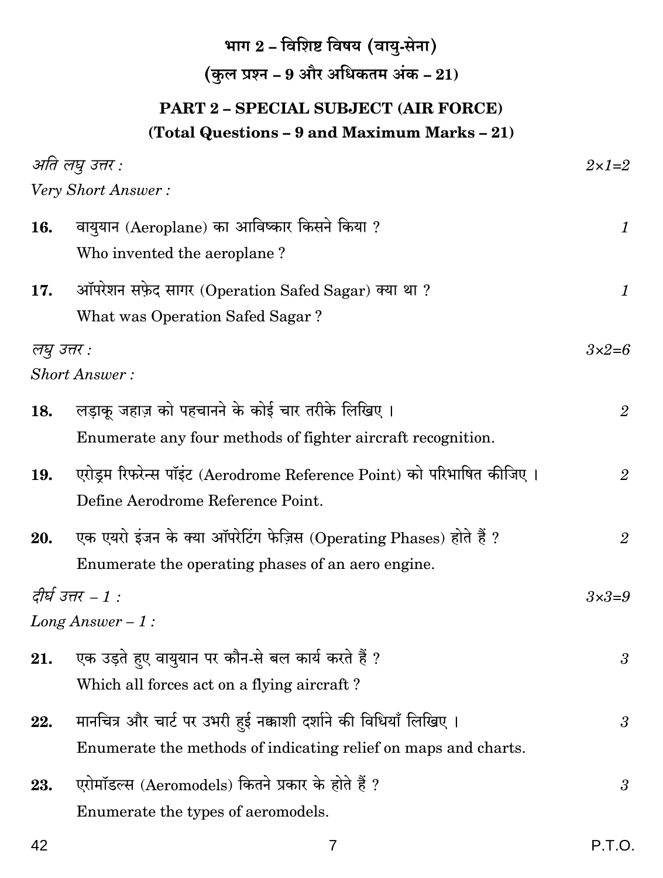## भाग 2 – विशिष्ट विषय (वायु-सेना)
## (कुल प्रश्न – 9 और अधिकतम अंक – 21)

## PART 2 – SPECIAL SUBJECT (AIR FORCE)
## (Total Questions – 9 and Maximum Marks – 21)

*अति लघु उत्तर :* $2 \times 1 = 2$

*Very Short Answer :*

**16.** वायुयान (Aeroplane) का आविष्कार किसने किया ? 1

Who invented the aeroplane ?

**17.** ऑपरेशन सफ़ेद सागर (Operation Safed Sagar) क्या था ? 1

What was Operation Safed Sagar ?

*लघु उत्तर :* $3 \times 2 = 6$

*Short Answer :*

**18.** लड़ाकू जहाज़ को पहचानने के कोई चार तरीके लिखिए । 2

Enumerate any four methods of fighter aircraft recognition.

**19.** एरोड्रम रिफरेन्स पॉइंट (Aerodrome Reference Point) को परिभाषित कीजिए । 2

Define Aerodrome Reference Point.

**20.** एक एयरो इंजन के क्या ऑपरेटिंग फेज़िस (Operating Phases) होते हैं ? 2

Enumerate the operating phases of an aero engine.

*दीर्घ उत्तर – 1 :* $3 \times 3 = 9$

*Long Answer – 1 :*

**21.** एक उड़ते हुए वायुयान पर कौन-से बल कार्य करते हैं ? 3

Which all forces act on a flying aircraft ?

**22.** मानचित्र और चार्ट पर उभरी हुई नक्काशी दर्शाने की विधियाँ लिखिए । 3

Enumerate the methods of indicating relief on maps and charts.

**23.** एरोमॉडल्स (Aeromodels) कितने प्रकार के होते हैं ? 3

Enumerate the types of aeromodels.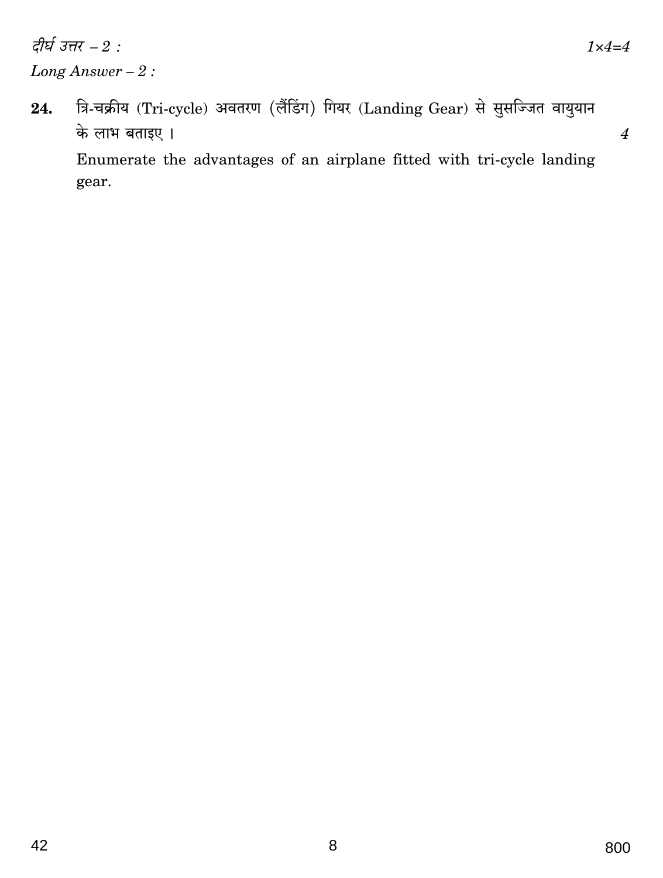*दीर्घ उत्तर – 2 :* *1×4=4*

*Long Answer – 2 :*

**24.** त्रि-चक्रीय (Tri-cycle) अवतरण (लैंडिंग) गियर (Landing Gear) से सुसज्जित वायुयान के लाभ बताइए । *4*

Enumerate the advantages of an airplane fitted with tri-cycle landing gear.